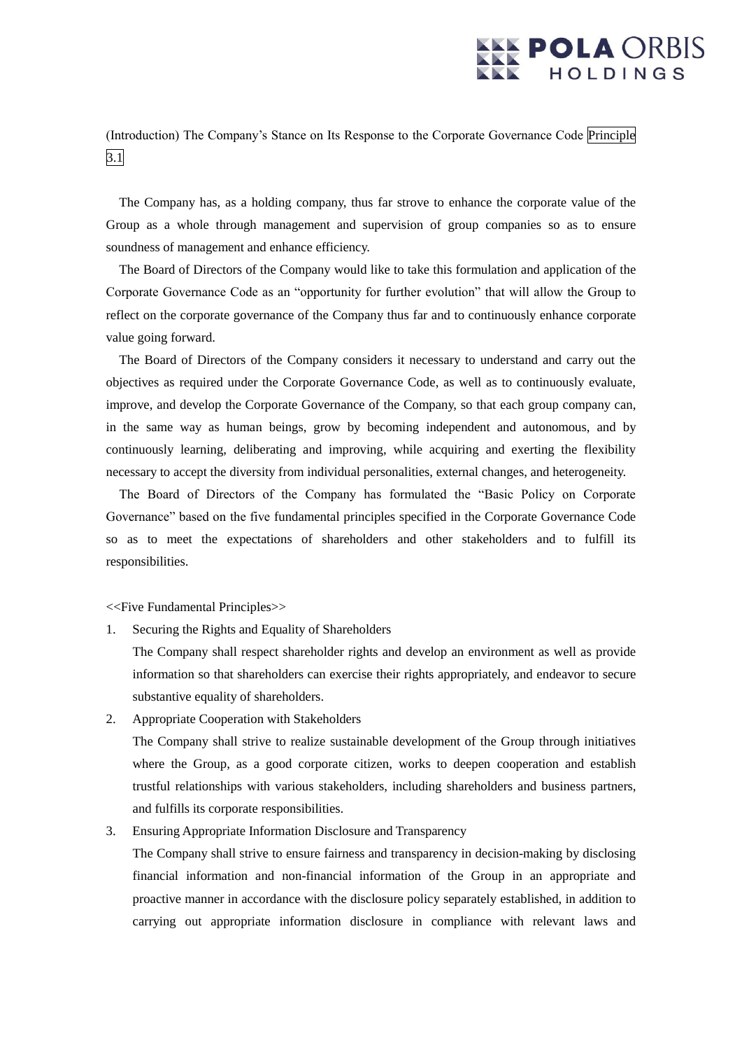(Introduction) The Company's Stance on Its Response to the Corporate Governance Code Principle 3.1

The Company has, as a holding company, thus far strove to enhance the corporate value of the Group as a whole through management and supervision of group companies so as to ensure soundness of management and enhance efficiency.

The Board of Directors of the Company would like to take this formulation and application of the Corporate Governance Code as an "opportunity for further evolution" that will allow the Group to reflect on the corporate governance of the Company thus far and to continuously enhance corporate value going forward.

The Board of Directors of the Company considers it necessary to understand and carry out the objectives as required under the Corporate Governance Code, as well as to continuously evaluate, improve, and develop the Corporate Governance of the Company, so that each group company can, in the same way as human beings, grow by becoming independent and autonomous, and by continuously learning, deliberating and improving, while acquiring and exerting the flexibility necessary to accept the diversity from individual personalities, external changes, and heterogeneity.

The Board of Directors of the Company has formulated the "Basic Policy on Corporate Governance" based on the five fundamental principles specified in the Corporate Governance Code so as to meet the expectations of shareholders and other stakeholders and to fulfill its responsibilities.

<<Five Fundamental Principles>>

1. Securing the Rights and Equality of Shareholders

   The Company shall respect shareholder rights and develop an environment as well as provide information so that shareholders can exercise their rights appropriately, and endeavor to secure substantive equality of shareholders.

2. Appropriate Cooperation with Stakeholders

   The Company shall strive to realize sustainable development of the Group through initiatives where the Group, as a good corporate citizen, works to deepen cooperation and establish trustful relationships with various stakeholders, including shareholders and business partners, and fulfills its corporate responsibilities.

3. Ensuring Appropriate Information Disclosure and Transparency

   The Company shall strive to ensure fairness and transparency in decision-making by disclosing financial information and non-financial information of the Group in an appropriate and proactive manner in accordance with the disclosure policy separately established, in addition to carrying out appropriate information disclosure in compliance with relevant laws and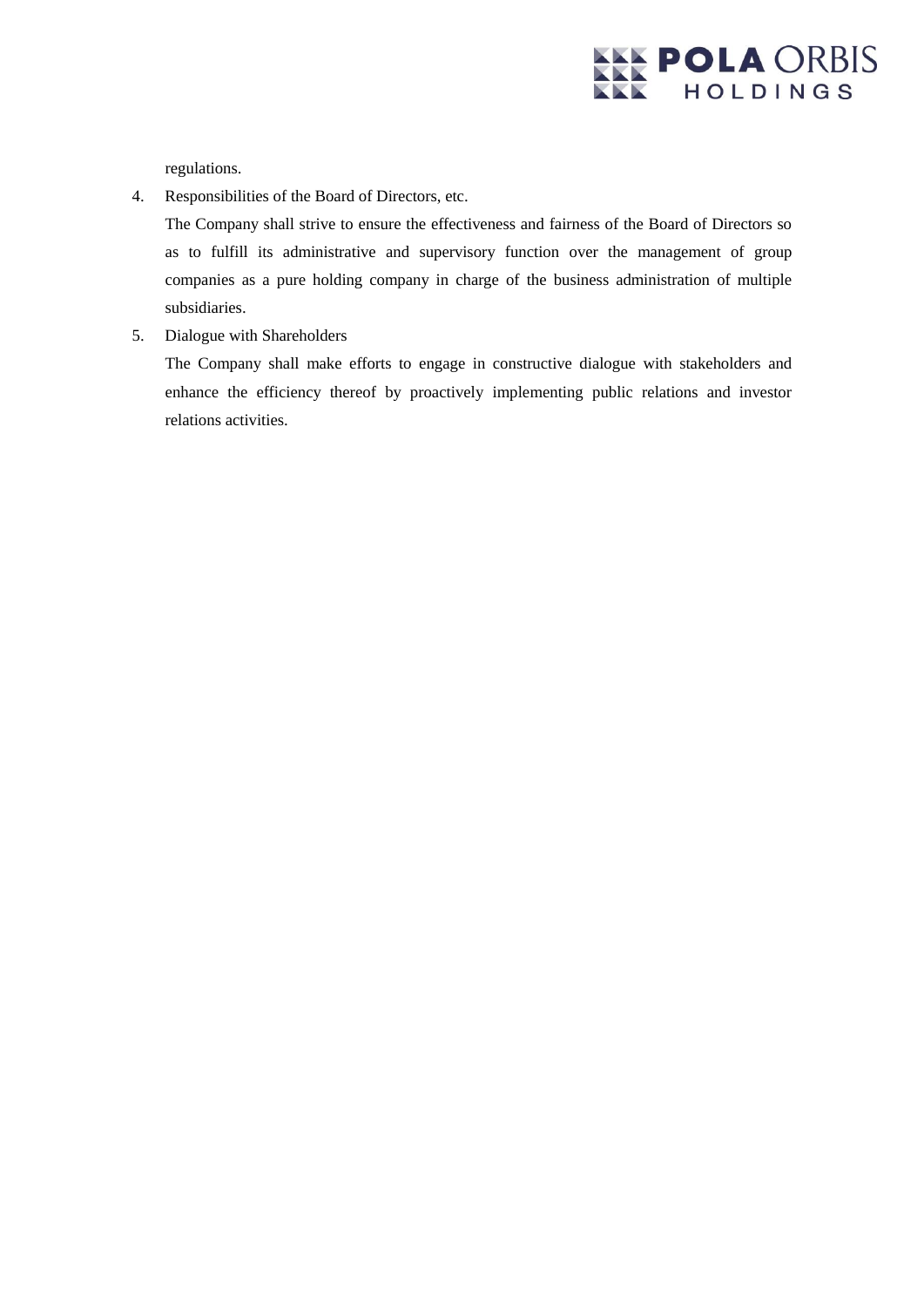regulations.

4. Responsibilities of the Board of Directors, etc.

   The Company shall strive to ensure the effectiveness and fairness of the Board of Directors so as to fulfill its administrative and supervisory function over the management of group companies as a pure holding company in charge of the business administration of multiple subsidiaries.

5. Dialogue with Shareholders

   The Company shall make efforts to engage in constructive dialogue with stakeholders and enhance the efficiency thereof by proactively implementing public relations and investor relations activities.